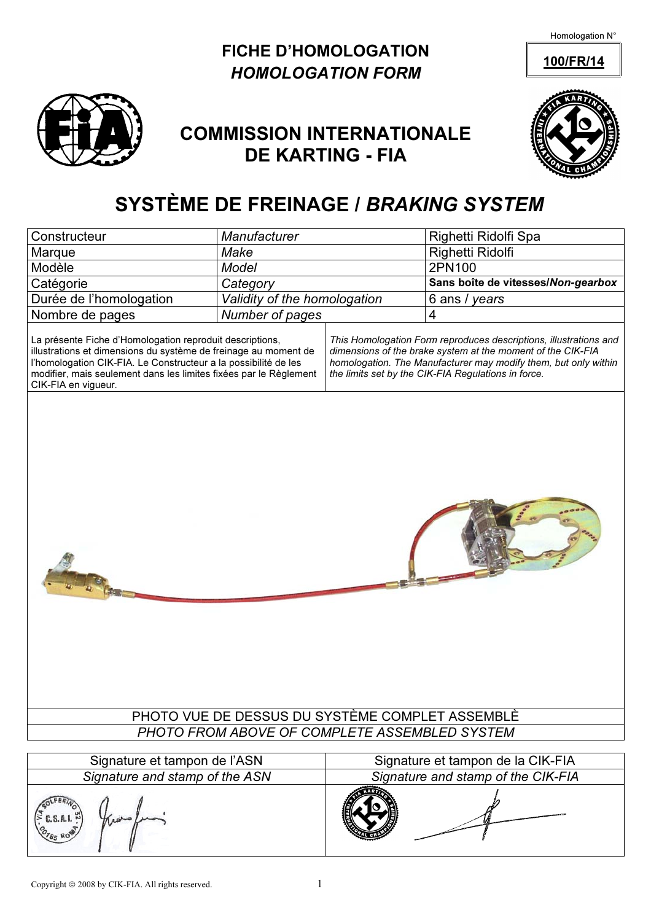Homologation N°

**100/FR/14**

**FICHE D'HOMOLOGATION**
***HOMOLOGATION FORM***

# COMMISSION INTERNATIONALE DE KARTING - FIA

# SYSTÈME DE FREINAGE / *BRAKING SYSTEM*

| | | |
|---|---|---|
| Constructeur | *Manufacturer* | Righetti Ridolfi Spa |
| Marque | *Make* | Righetti Ridolfi |
| Modèle | *Model* | 2PN100 |
| Catégorie | *Category* | **Sans boîte de vitesses/*Non-gearbox*** |
| Durée de l'homologation | *Validity of the homologation* | 6 ans / *years* |
| Nombre de pages | *Number of pages* | 4 |

La présente Fiche d'Homologation reproduit descriptions, illustrations et dimensions du système de freinage au moment de l'homologation CIK-FIA. Le Constructeur a la possibilité de les modifier, mais seulement dans les limites fixées par le Règlement CIK-FIA en vigueur.

*This Homologation Form reproduces descriptions, illustrations and dimensions of the brake system at the moment of the CIK-FIA homologation. The Manufacturer may modify them, but only within the limits set by the CIK-FIA Regulations in force.*

PHOTO VUE DE DESSUS DU SYSTÈME COMPLET ASSEMBLÈ
*PHOTO FROM ABOVE OF COMPLETE ASSEMBLED SYSTEM*

| Signature et tampon de l'ASN | Signature et tampon de la CIK-FIA |
|---|---|
| *Signature and stamp of the ASN* | *Signature and stamp of the CIK-FIA* |

Copyright © 2008 by CIK-FIA. All rights reserved.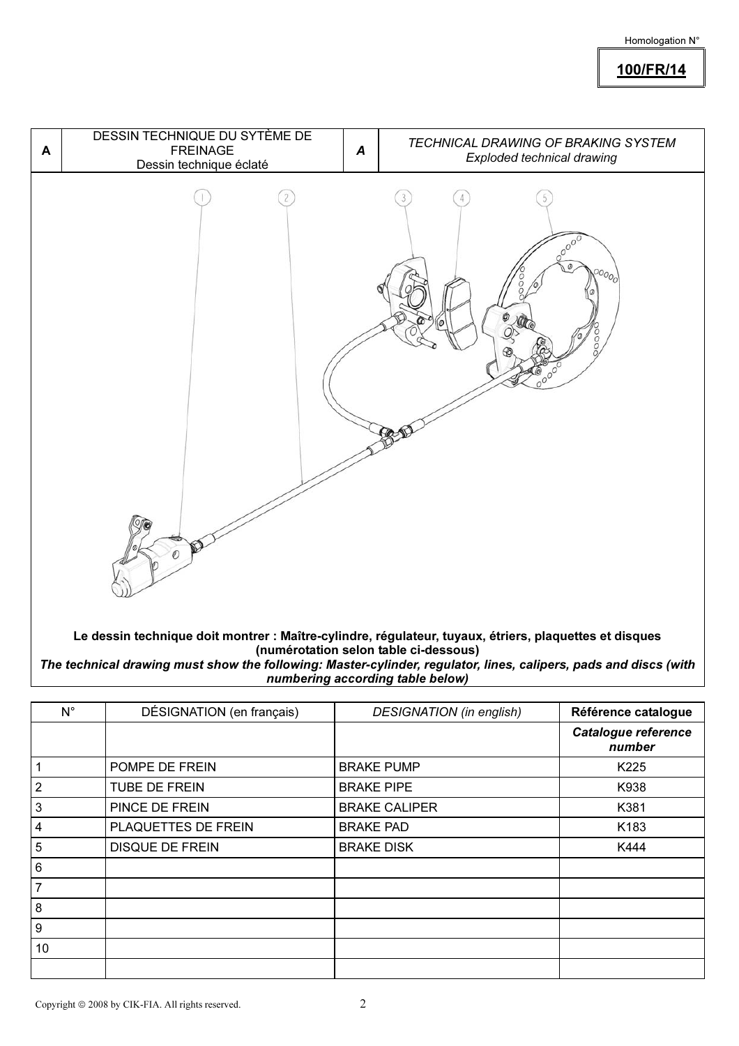Homologation N°

**100/FR/14**

| A | DESSIN TECHNIQUE DU SYTÈME DE FREINAGE<br>Dessin technique éclaté | *A* | *TECHNICAL DRAWING OF BRAKING SYSTEM*<br>*Exploded technical drawing* |
|---|---|---|---|

**Le dessin technique doit montrer : Maître-cylindre, régulateur, tuyaux, étriers, plaquettes et disques (numérotation selon table ci-dessous)**

***The technical drawing must show the following: Master-cylinder, regulator, lines, calipers, pads and discs (with numbering according table below)***

| N° | DÉSIGNATION (en français) | *DESIGNATION (in english)* | **Référence catalogue** |
|---|---|---|---|
| | | | ***Catalogue reference number*** |
| 1 | POMPE DE FREIN | BRAKE PUMP | K225 |
| 2 | TUBE DE FREIN | BRAKE PIPE | K938 |
| 3 | PINCE DE FREIN | BRAKE CALIPER | K381 |
| 4 | PLAQUETTES DE FREIN | BRAKE PAD | K183 |
| 5 | DISQUE DE FREIN | BRAKE DISK | K444 |
| 6 | | | |
| 7 | | | |
| 8 | | | |
| 9 | | | |
| 10 | | | |
| | | | |

Copyright © 2008 by CIK-FIA. All rights reserved.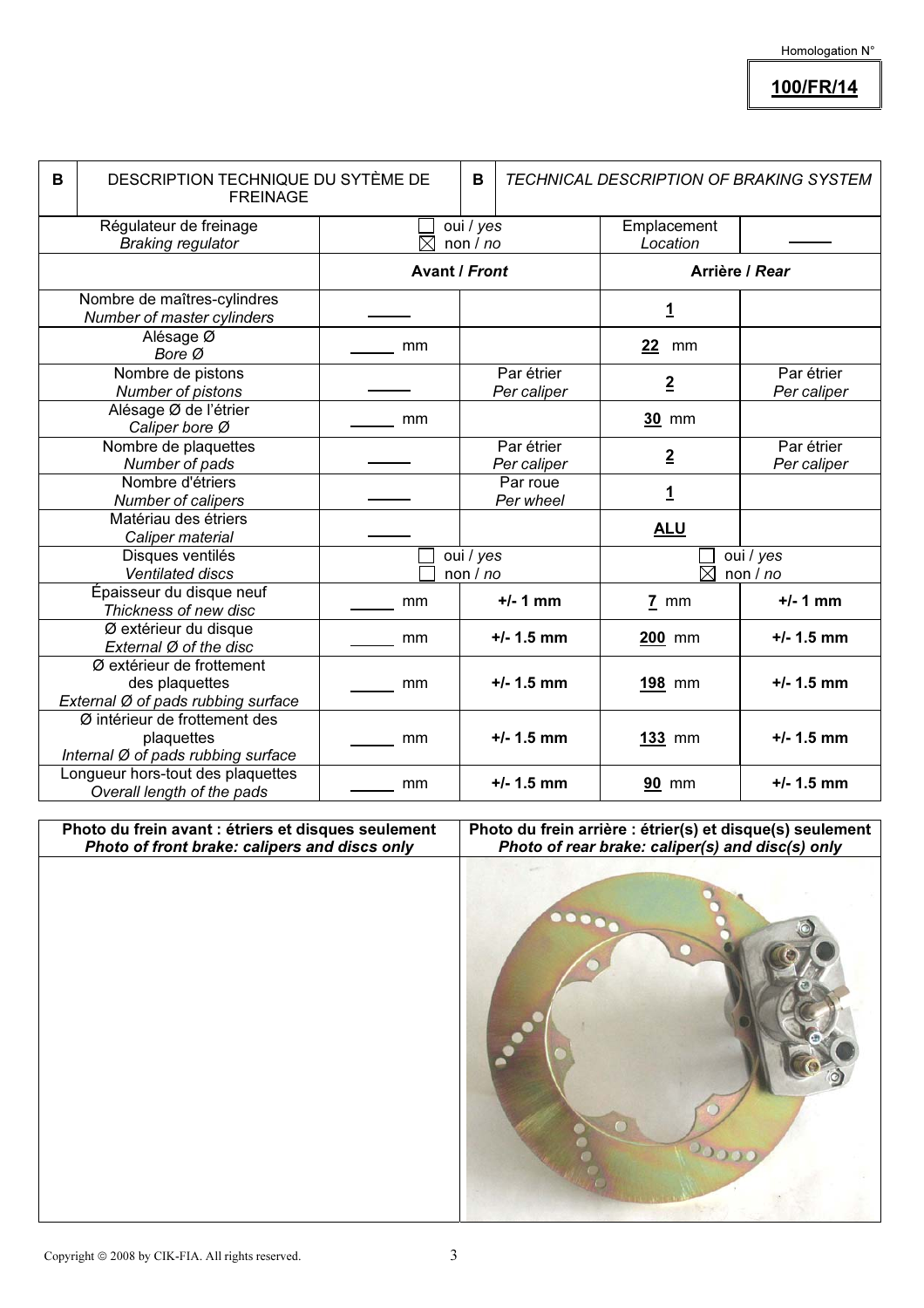Homologation N°

**100/FR/14**

| B | DESCRIPTION TECHNIQUE DU SYTÈME DE FREINAGE | B | *TECHNICAL DESCRIPTION OF BRAKING SYSTEM* | |
|---|---|---|---|---|

| | Avant / *Front* | | Arrière / *Rear* | |
|---|---|---|---|---|
| Régulateur de freinage *Braking regulator* | ☐ oui / *yes* ☒ non / *no* | | Emplacement *Location* | _____ |
| Nombre de maîtres-cylindres *Number of master cylinders* | _____ | | **1** | |
| Alésage Ø *Bore Ø* | _____ mm | | **22** mm | |
| Nombre de pistons *Number of pistons* | _____ | Par étrier *Per caliper* | **2** | Par étrier *Per caliper* |
| Alésage Ø de l'étrier *Caliper bore Ø* | _____ mm | | **30** mm | |
| Nombre de plaquettes *Number of pads* | _____ | Par étrier *Per caliper* | **2** | Par étrier *Per caliper* |
| Nombre d'étriers *Number of calipers* | _____ | Par roue *Per wheel* | **1** | |
| Matériau des étriers *Caliper material* | _____ | | **ALU** | |
| Disques ventilés *Ventilated discs* | ☐ oui / *yes* ☐ non / *no* | | ☐ oui / *yes* ☒ non / *no* | |
| Épaisseur du disque neuf *Thickness of new disc* | _____ mm | **+/- 1 mm** | **7** mm | **+/- 1 mm** |
| Ø extérieur du disque *External Ø of the disc* | _____ mm | **+/- 1.5 mm** | **200** mm | **+/- 1.5 mm** |
| Ø extérieur de frottement des plaquettes *External Ø of pads rubbing surface* | _____ mm | **+/- 1.5 mm** | **198** mm | **+/- 1.5 mm** |
| Ø intérieur de frottement des plaquettes *Internal Ø of pads rubbing surface* | _____ mm | **+/- 1.5 mm** | **133** mm | **+/- 1.5 mm** |
| Longueur hors-tout des plaquettes *Overall length of the pads* | _____ mm | **+/- 1.5 mm** | **90** mm | **+/- 1.5 mm** |

| **Photo du frein avant : étriers et disques seulement** ***Photo of front brake: calipers and discs only*** | **Photo du frein arrière : étrier(s) et disque(s) seulement** ***Photo of rear brake: caliper(s) and disc(s) only*** |
|---|---|
| | |

Copyright © 2008 by CIK-FIA. All rights reserved.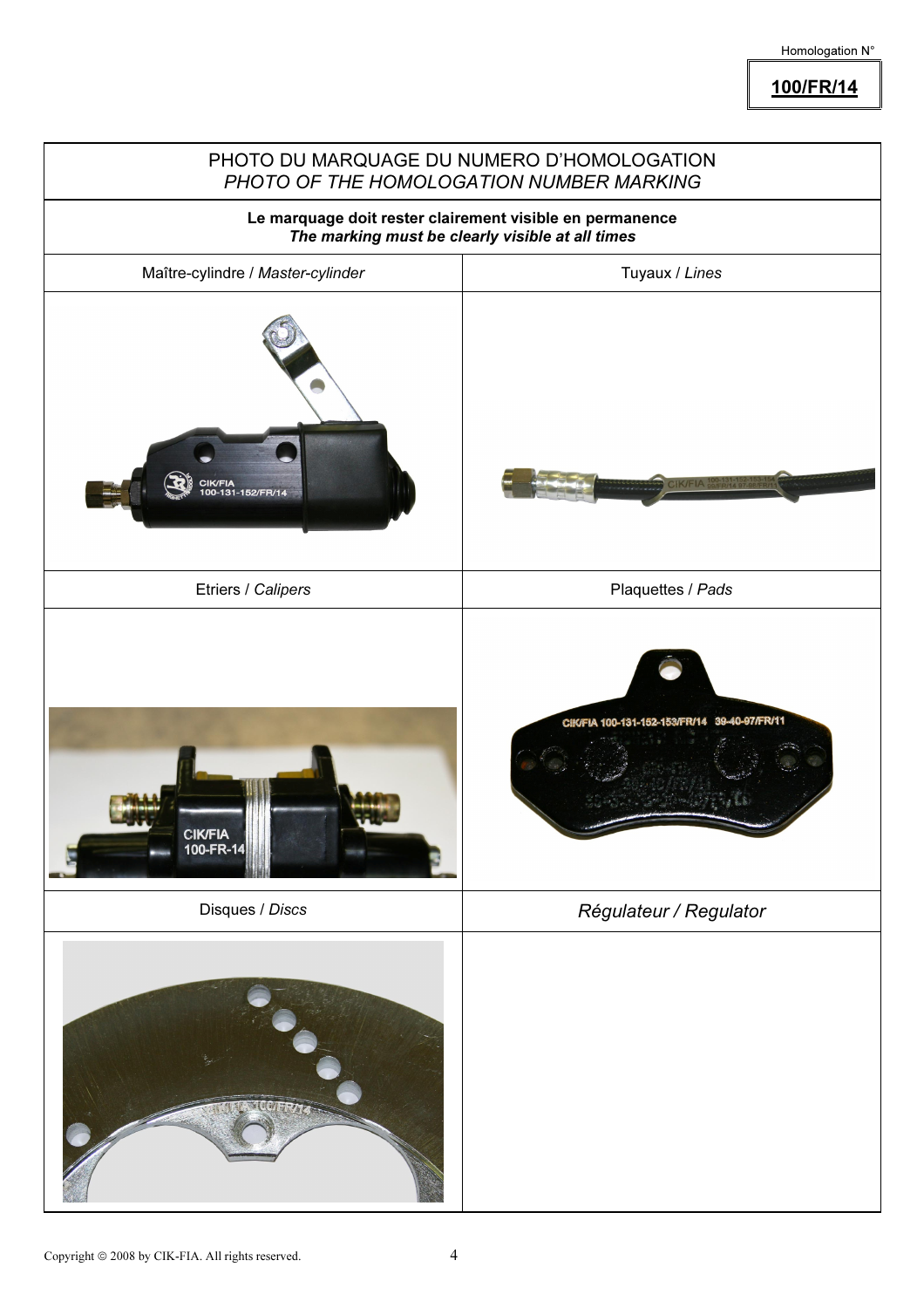Homologation N°

**100/FR/14**

| PHOTO DU MARQUAGE DU NUMERO D'HOMOLOGATION<br>*PHOTO OF THE HOMOLOGATION NUMBER MARKING* | |
|---|---|
| **Le marquage doit rester clairement visible en permanence**<br>***The marking must be clearly visible at all times*** | |
| Maître-cylindre / *Master-cylinder* | Tuyaux / *Lines* |
| | |
| Etriers / *Calipers* | Plaquettes / *Pads* |
| | |
| Disques / *Discs* | *Régulateur / Regulator* |
| | |

Copyright © 2008 by CIK-FIA. All rights reserved.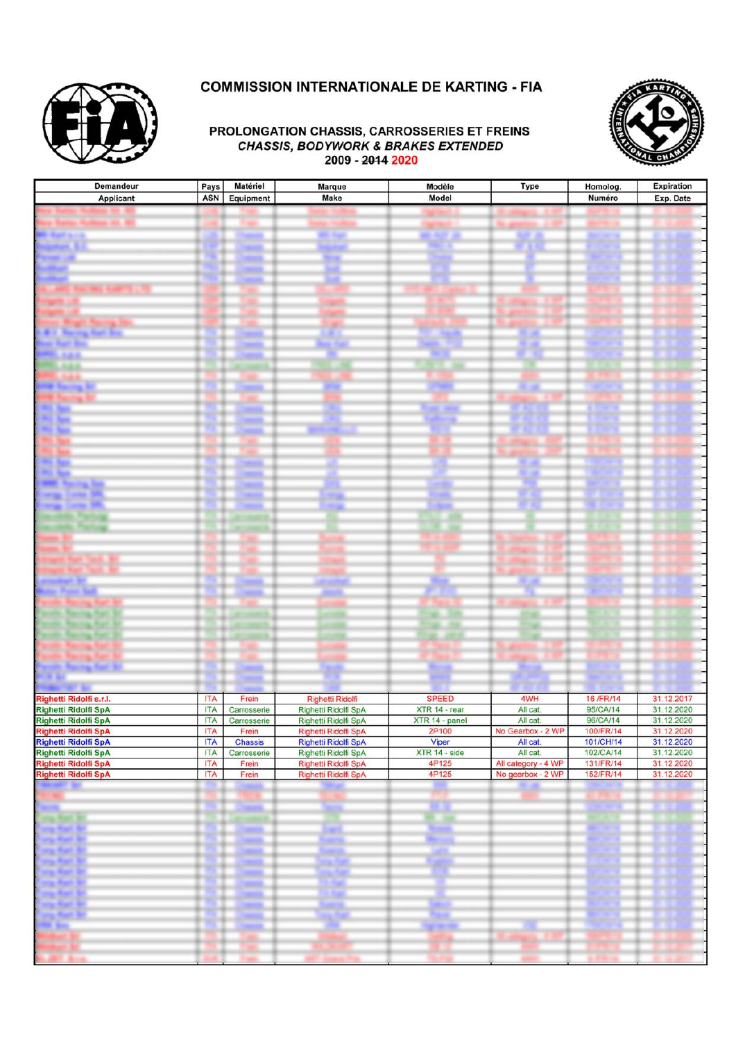# COMMISSION INTERNATIONALE DE KARTING - FIA

## PROLONGATION CHASSIS, CARROSSERIES ET FREINS

### *CHASSIS, BODYWORK & BRAKES EXTENDED*

### 2009 - ~~2014~~ 2020

| Demandeur<br>Applicant | Pays<br>ASN | Matériel<br>Equipment | Marque<br>Make | Modèle<br>Model | Type | Homolog.<br>Numéro | Expiration<br>Exp. Date |
|---|---|---|---|---|---|---|---|
| Righetti Ridolfi s.r.l. | ITA | Frein | Righetti Ridolfi | SPEED | 4WH | 16 /FR/14 | 31.12.2017 |
| Righetti Ridolfi SpA | ITA | Carrosserie | Righetti Ridolfi SpA | XTR 14 - rear | All cat. | 95/CA/14 | 31.12.2020 |
| Righetti Ridolfi SpA | ITA | Carrosserie | Righetti Ridolfi SpA | XTR 14 - panel | All cat. | 96/CA/14 | 31.12.2020 |
| Righetti Ridolfi SpA | ITA | Frein | Righetti Ridolfi SpA | 2P100 | No Gearbox - 2 WP | 100/FR/14 | 31.12.2020 |
| Righetti Ridolfi SpA | ITA | Chassis | Righetti Ridolfi SpA | Viper | All cat. | 101/CH/14 | 31.12.2020 |
| Righetti Ridolfi SpA | ITA | Carrosserie | Righetti Ridolfi SpA | XTR 14 - side | All cat. | 102/CA/14 | 31.12.2020 |
| Righetti Ridolfi SpA | ITA | Frein | Righetti Ridolfi SpA | 4P125 | All category - 4 WP | 131/FR/14 | 31.12.2020 |
| Righetti Ridolfi SpA | ITA | Frein | Righetti Ridolfi SpA | 4P125 | No gearbox - 2 WP | 152/FR/14 | 31.12.2020 |